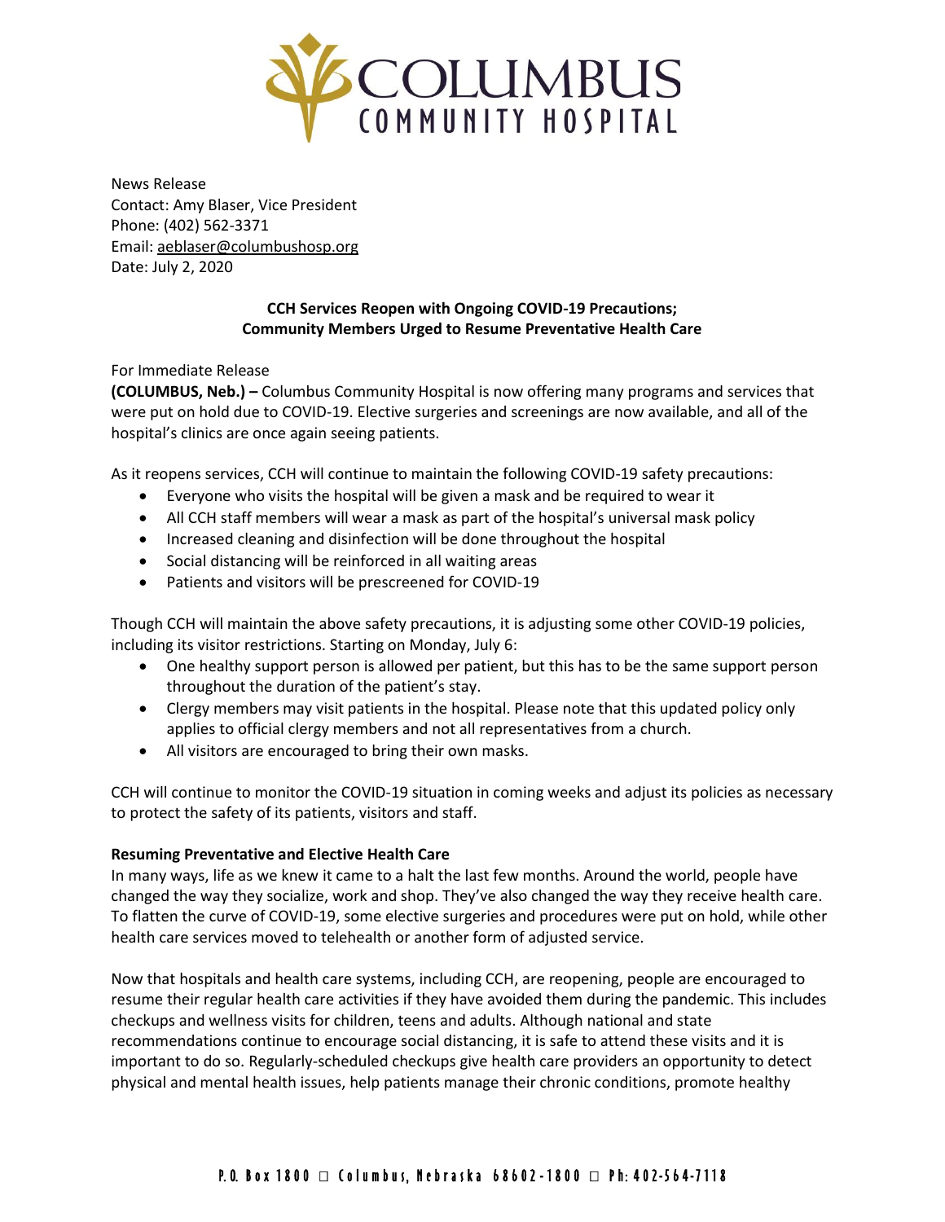# COLUMBUS COMMUNITY HOSPITAL

News Release
Contact: Amy Blaser, Vice President
Phone: (402) 562-3371
Email: aeblaser@columbushosp.org
Date: July 2, 2020

**CCH Services Reopen with Ongoing COVID-19 Precautions;**
**Community Members Urged to Resume Preventative Health Care**

For Immediate Release

**(COLUMBUS, Neb.) –** Columbus Community Hospital is now offering many programs and services that were put on hold due to COVID-19. Elective surgeries and screenings are now available, and all of the hospital's clinics are once again seeing patients.

As it reopens services, CCH will continue to maintain the following COVID-19 safety precautions:

- Everyone who visits the hospital will be given a mask and be required to wear it
- All CCH staff members will wear a mask as part of the hospital's universal mask policy
- Increased cleaning and disinfection will be done throughout the hospital
- Social distancing will be reinforced in all waiting areas
- Patients and visitors will be prescreened for COVID-19

Though CCH will maintain the above safety precautions, it is adjusting some other COVID-19 policies, including its visitor restrictions. Starting on Monday, July 6:

- One healthy support person is allowed per patient, but this has to be the same support person throughout the duration of the patient's stay.
- Clergy members may visit patients in the hospital. Please note that this updated policy only applies to official clergy members and not all representatives from a church.
- All visitors are encouraged to bring their own masks.

CCH will continue to monitor the COVID-19 situation in coming weeks and adjust its policies as necessary to protect the safety of its patients, visitors and staff.

**Resuming Preventative and Elective Health Care**

In many ways, life as we knew it came to a halt the last few months. Around the world, people have changed the way they socialize, work and shop. They've also changed the way they receive health care. To flatten the curve of COVID-19, some elective surgeries and procedures were put on hold, while other health care services moved to telehealth or another form of adjusted service.

Now that hospitals and health care systems, including CCH, are reopening, people are encouraged to resume their regular health care activities if they have avoided them during the pandemic. This includes checkups and wellness visits for children, teens and adults. Although national and state recommendations continue to encourage social distancing, it is safe to attend these visits and it is important to do so. Regularly-scheduled checkups give health care providers an opportunity to detect physical and mental health issues, help patients manage their chronic conditions, promote healthy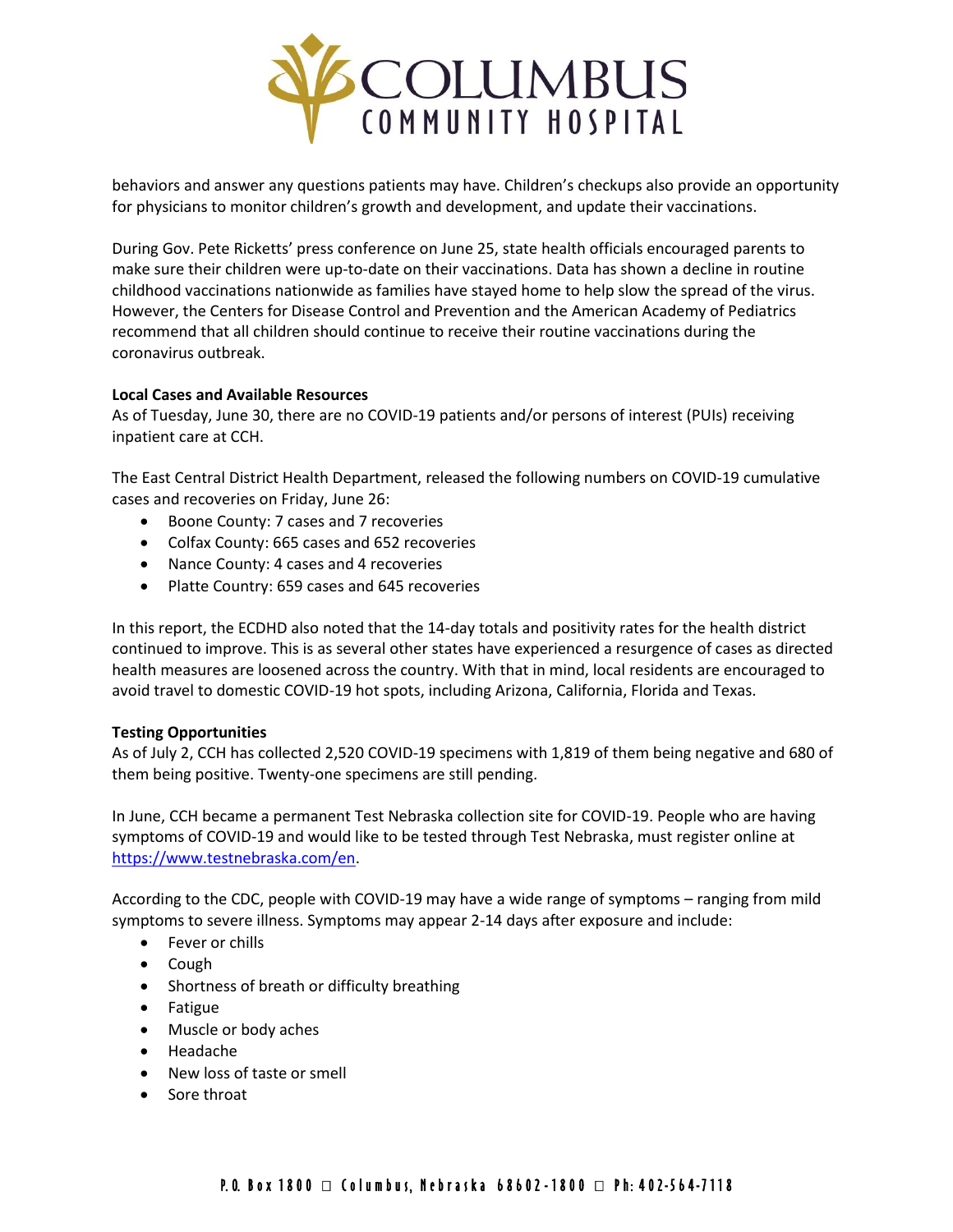behaviors and answer any questions patients may have. Children's checkups also provide an opportunity for physicians to monitor children's growth and development, and update their vaccinations.

During Gov. Pete Ricketts' press conference on June 25, state health officials encouraged parents to make sure their children were up-to-date on their vaccinations. Data has shown a decline in routine childhood vaccinations nationwide as families have stayed home to help slow the spread of the virus. However, the Centers for Disease Control and Prevention and the American Academy of Pediatrics recommend that all children should continue to receive their routine vaccinations during the coronavirus outbreak.

**Local Cases and Available Resources**

As of Tuesday, June 30, there are no COVID-19 patients and/or persons of interest (PUIs) receiving inpatient care at CCH.

The East Central District Health Department, released the following numbers on COVID-19 cumulative cases and recoveries on Friday, June 26:

- Boone County: 7 cases and 7 recoveries
- Colfax County: 665 cases and 652 recoveries
- Nance County: 4 cases and 4 recoveries
- Platte Country: 659 cases and 645 recoveries

In this report, the ECDHD also noted that the 14-day totals and positivity rates for the health district continued to improve. This is as several other states have experienced a resurgence of cases as directed health measures are loosened across the country. With that in mind, local residents are encouraged to avoid travel to domestic COVID-19 hot spots, including Arizona, California, Florida and Texas.

**Testing Opportunities**

As of July 2, CCH has collected 2,520 COVID-19 specimens with 1,819 of them being negative and 680 of them being positive. Twenty-one specimens are still pending.

In June, CCH became a permanent Test Nebraska collection site for COVID-19. People who are having symptoms of COVID-19 and would like to be tested through Test Nebraska, must register online at https://www.testnebraska.com/en.

According to the CDC, people with COVID-19 may have a wide range of symptoms – ranging from mild symptoms to severe illness. Symptoms may appear 2-14 days after exposure and include:

- Fever or chills
- Cough
- Shortness of breath or difficulty breathing
- Fatigue
- Muscle or body aches
- Headache
- New loss of taste or smell
- Sore throat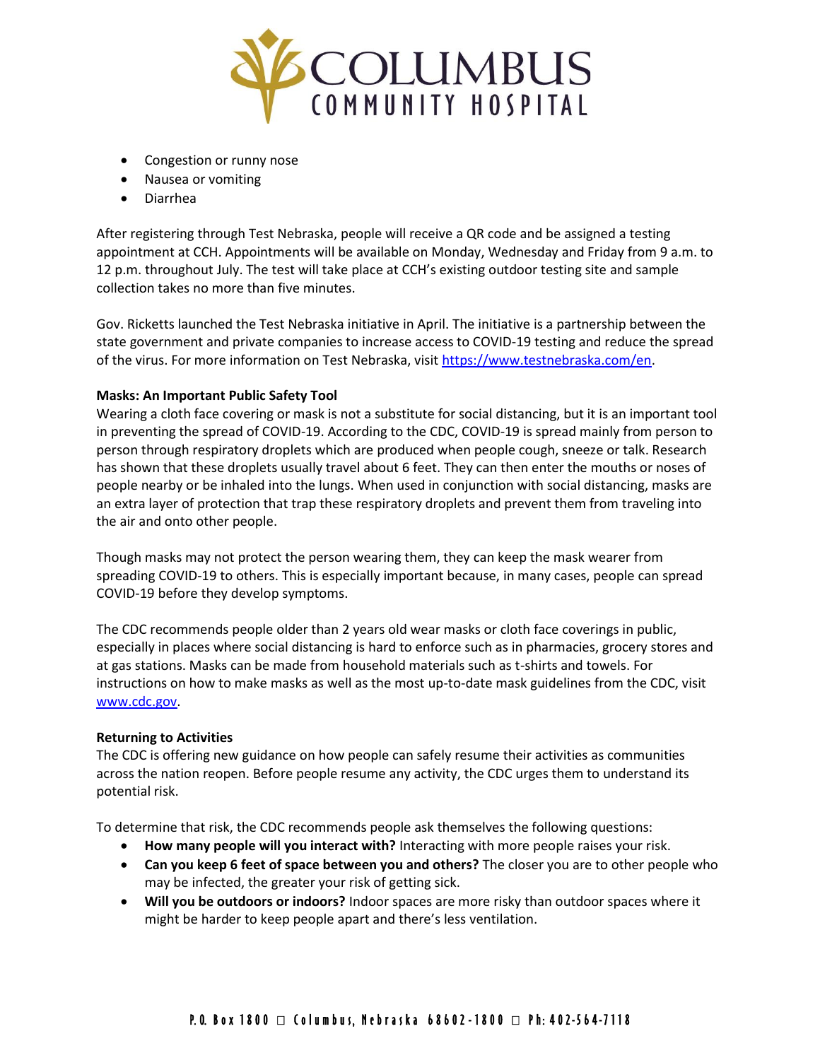- Congestion or runny nose
- Nausea or vomiting
- Diarrhea

After registering through Test Nebraska, people will receive a QR code and be assigned a testing appointment at CCH. Appointments will be available on Monday, Wednesday and Friday from 9 a.m. to 12 p.m. throughout July. The test will take place at CCH's existing outdoor testing site and sample collection takes no more than five minutes.

Gov. Ricketts launched the Test Nebraska initiative in April. The initiative is a partnership between the state government and private companies to increase access to COVID-19 testing and reduce the spread of the virus. For more information on Test Nebraska, visit https://www.testnebraska.com/en.

**Masks: An Important Public Safety Tool**

Wearing a cloth face covering or mask is not a substitute for social distancing, but it is an important tool in preventing the spread of COVID-19. According to the CDC, COVID-19 is spread mainly from person to person through respiratory droplets which are produced when people cough, sneeze or talk. Research has shown that these droplets usually travel about 6 feet. They can then enter the mouths or noses of people nearby or be inhaled into the lungs. When used in conjunction with social distancing, masks are an extra layer of protection that trap these respiratory droplets and prevent them from traveling into the air and onto other people.

Though masks may not protect the person wearing them, they can keep the mask wearer from spreading COVID-19 to others. This is especially important because, in many cases, people can spread COVID-19 before they develop symptoms.

The CDC recommends people older than 2 years old wear masks or cloth face coverings in public, especially in places where social distancing is hard to enforce such as in pharmacies, grocery stores and at gas stations. Masks can be made from household materials such as t-shirts and towels. For instructions on how to make masks as well as the most up-to-date mask guidelines from the CDC, visit www.cdc.gov.

**Returning to Activities**

The CDC is offering new guidance on how people can safely resume their activities as communities across the nation reopen. Before people resume any activity, the CDC urges them to understand its potential risk.

To determine that risk, the CDC recommends people ask themselves the following questions:

- **How many people will you interact with?** Interacting with more people raises your risk.
- **Can you keep 6 feet of space between you and others?** The closer you are to other people who may be infected, the greater your risk of getting sick.
- **Will you be outdoors or indoors?** Indoor spaces are more risky than outdoor spaces where it might be harder to keep people apart and there's less ventilation.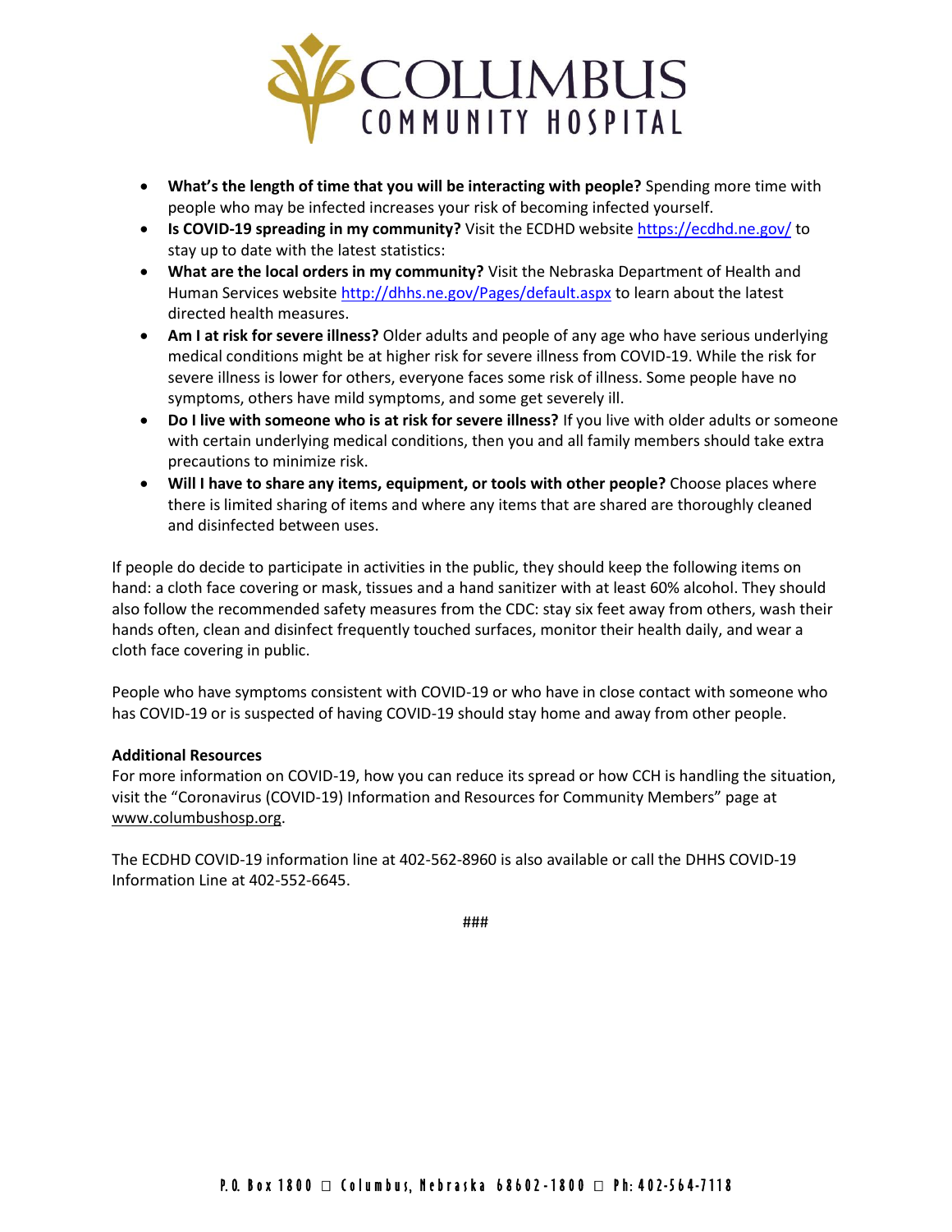- **What's the length of time that you will be interacting with people?** Spending more time with people who may be infected increases your risk of becoming infected yourself.
- **Is COVID-19 spreading in my community?** Visit the ECDHD website https://ecdhd.ne.gov/ to stay up to date with the latest statistics:
- **What are the local orders in my community?** Visit the Nebraska Department of Health and Human Services website http://dhhs.ne.gov/Pages/default.aspx to learn about the latest directed health measures.
- **Am I at risk for severe illness?** Older adults and people of any age who have serious underlying medical conditions might be at higher risk for severe illness from COVID-19. While the risk for severe illness is lower for others, everyone faces some risk of illness. Some people have no symptoms, others have mild symptoms, and some get severely ill.
- **Do I live with someone who is at risk for severe illness?** If you live with older adults or someone with certain underlying medical conditions, then you and all family members should take extra precautions to minimize risk.
- **Will I have to share any items, equipment, or tools with other people?** Choose places where there is limited sharing of items and where any items that are shared are thoroughly cleaned and disinfected between uses.

If people do decide to participate in activities in the public, they should keep the following items on hand: a cloth face covering or mask, tissues and a hand sanitizer with at least 60% alcohol. They should also follow the recommended safety measures from the CDC: stay six feet away from others, wash their hands often, clean and disinfect frequently touched surfaces, monitor their health daily, and wear a cloth face covering in public.

People who have symptoms consistent with COVID-19 or who have in close contact with someone who has COVID-19 or is suspected of having COVID-19 should stay home and away from other people.

**Additional Resources**

For more information on COVID-19, how you can reduce its spread or how CCH is handling the situation, visit the "Coronavirus (COVID-19) Information and Resources for Community Members" page at www.columbushosp.org.

The ECDHD COVID-19 information line at 402-562-8960 is also available or call the DHHS COVID-19 Information Line at 402-552-6645.

###